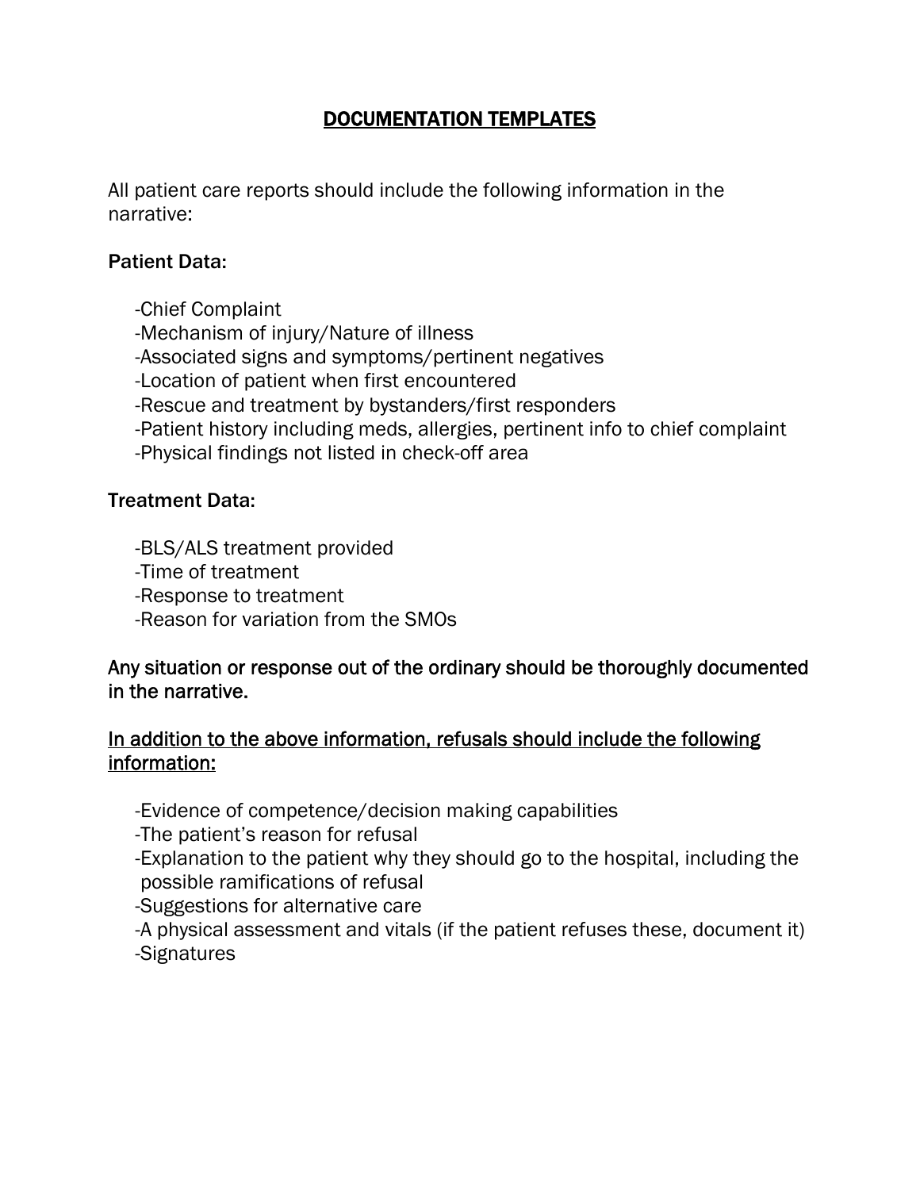# DOCUMENTATION TEMPLATES

All patient care reports should include the following information in the narrative:

**Patient Data:**

- -Chief Complaint
- -Mechanism of injury/Nature of illness
- -Associated signs and symptoms/pertinent negatives
- -Location of patient when first encountered
- -Rescue and treatment by bystanders/first responders
- -Patient history including meds, allergies, pertinent info to chief complaint
- -Physical findings not listed in check-off area

**Treatment Data:**

- -BLS/ALS treatment provided
- -Time of treatment
- -Response to treatment
- -Reason for variation from the SMOs

Any situation or response out of the ordinary should be thoroughly documented in the narrative.

In addition to the above information, refusals should include the following information:

- -Evidence of competence/decision making capabilities
- -The patient's reason for refusal
- -Explanation to the patient why they should go to the hospital, including the possible ramifications of refusal
- -Suggestions for alternative care
- -A physical assessment and vitals (if the patient refuses these, document it)
- -Signatures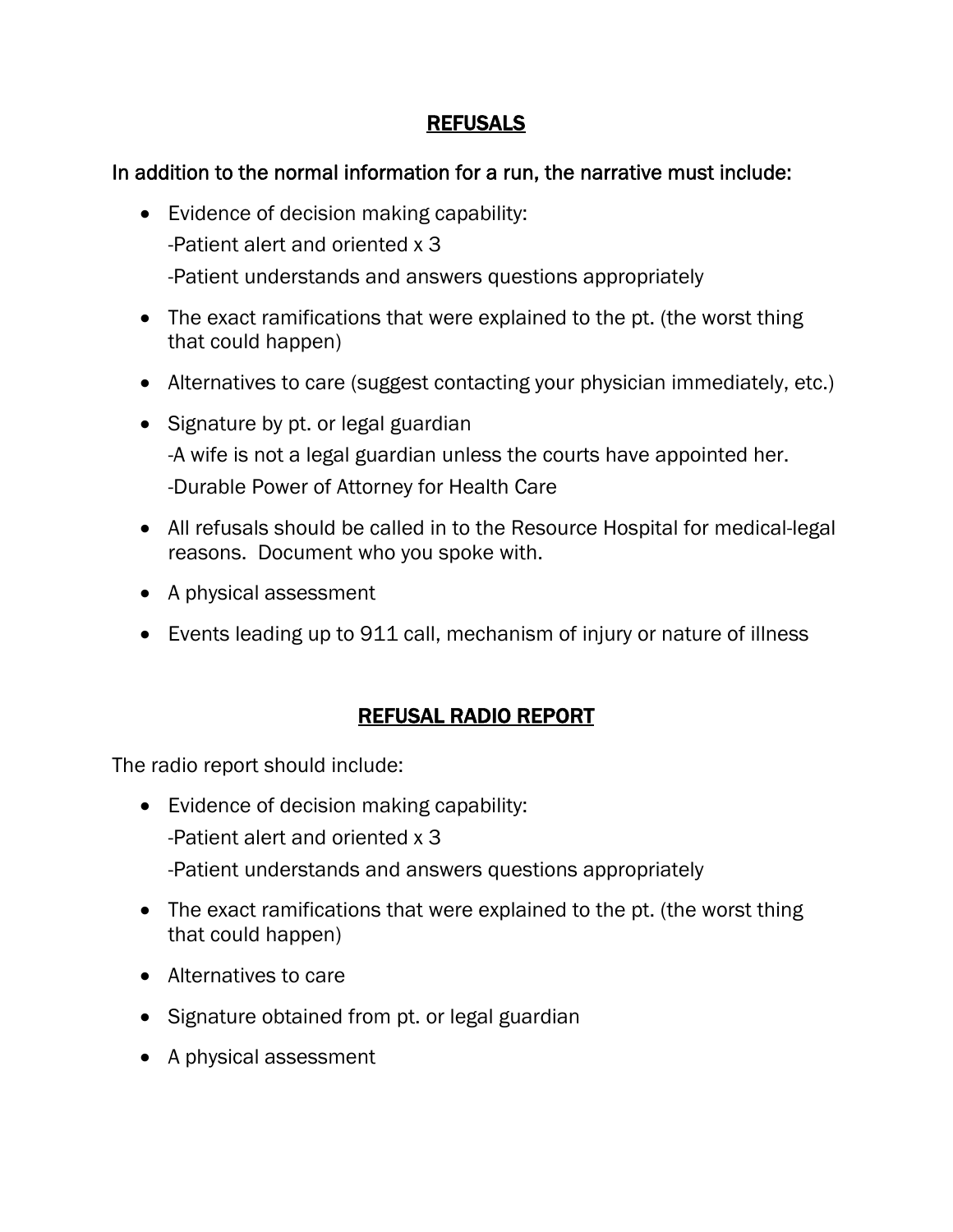## REFUSALS

In addition to the normal information for a run, the narrative must include:

- Evidence of decision making capability:
  -Patient alert and oriented x 3
  -Patient understands and answers questions appropriately
- The exact ramifications that were explained to the pt. (the worst thing that could happen)
- Alternatives to care (suggest contacting your physician immediately, etc.)
- Signature by pt. or legal guardian
  -A wife is not a legal guardian unless the courts have appointed her.
  -Durable Power of Attorney for Health Care
- All refusals should be called in to the Resource Hospital for medical-legal reasons. Document who you spoke with.
- A physical assessment
- Events leading up to 911 call, mechanism of injury or nature of illness

## REFUSAL RADIO REPORT

The radio report should include:

- Evidence of decision making capability:
  -Patient alert and oriented x 3
  -Patient understands and answers questions appropriately
- The exact ramifications that were explained to the pt. (the worst thing that could happen)
- Alternatives to care
- Signature obtained from pt. or legal guardian
- A physical assessment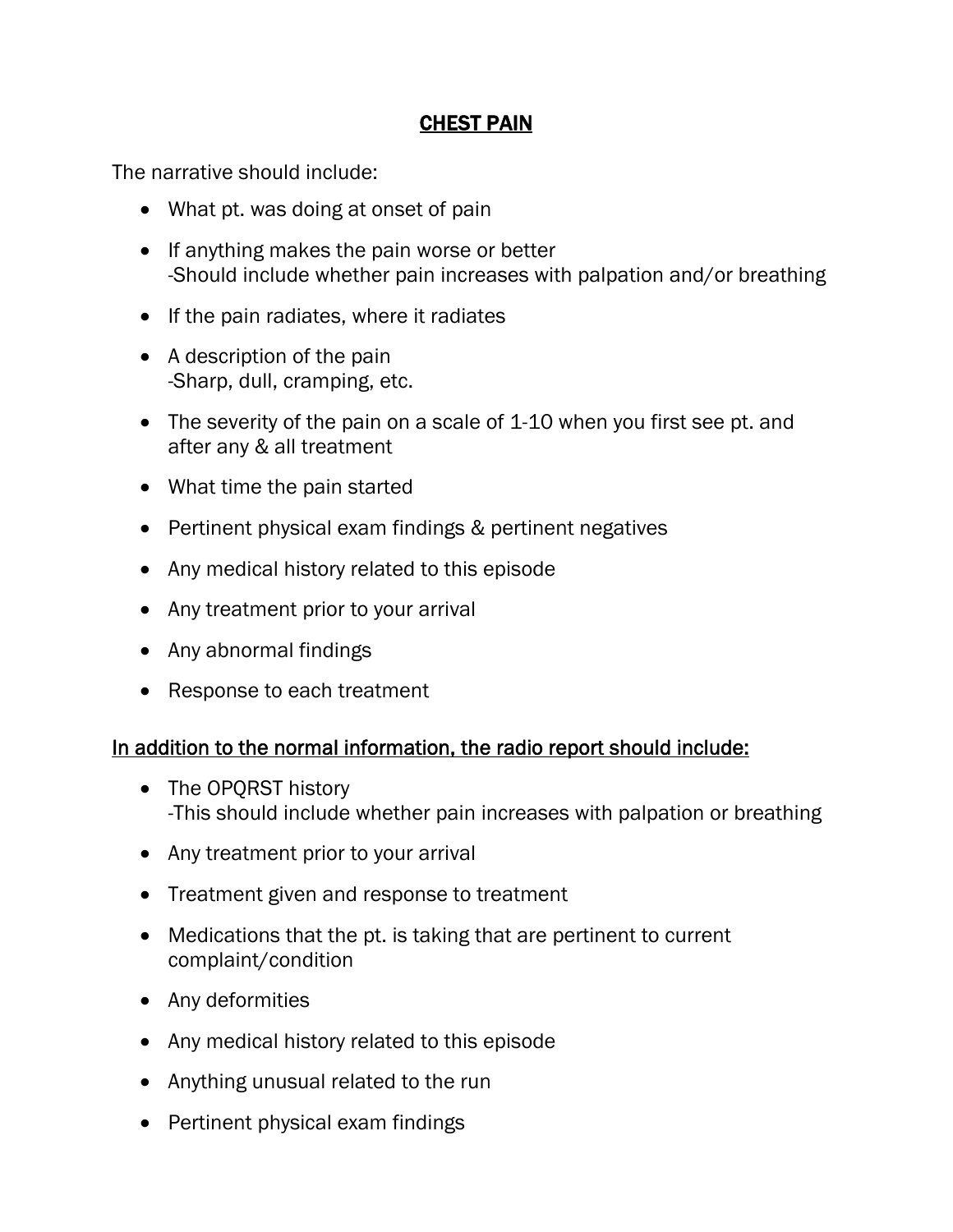# CHEST PAIN

The narrative should include:

- What pt. was doing at onset of pain
- If anything makes the pain worse or better
  -Should include whether pain increases with palpation and/or breathing
- If the pain radiates, where it radiates
- A description of the pain
  -Sharp, dull, cramping, etc.
- The severity of the pain on a scale of 1-10 when you first see pt. and after any & all treatment
- What time the pain started
- Pertinent physical exam findings & pertinent negatives
- Any medical history related to this episode
- Any treatment prior to your arrival
- Any abnormal findings
- Response to each treatment

## In addition to the normal information, the radio report should include:

- The OPQRST history
  -This should include whether pain increases with palpation or breathing
- Any treatment prior to your arrival
- Treatment given and response to treatment
- Medications that the pt. is taking that are pertinent to current complaint/condition
- Any deformities
- Any medical history related to this episode
- Anything unusual related to the run
- Pertinent physical exam findings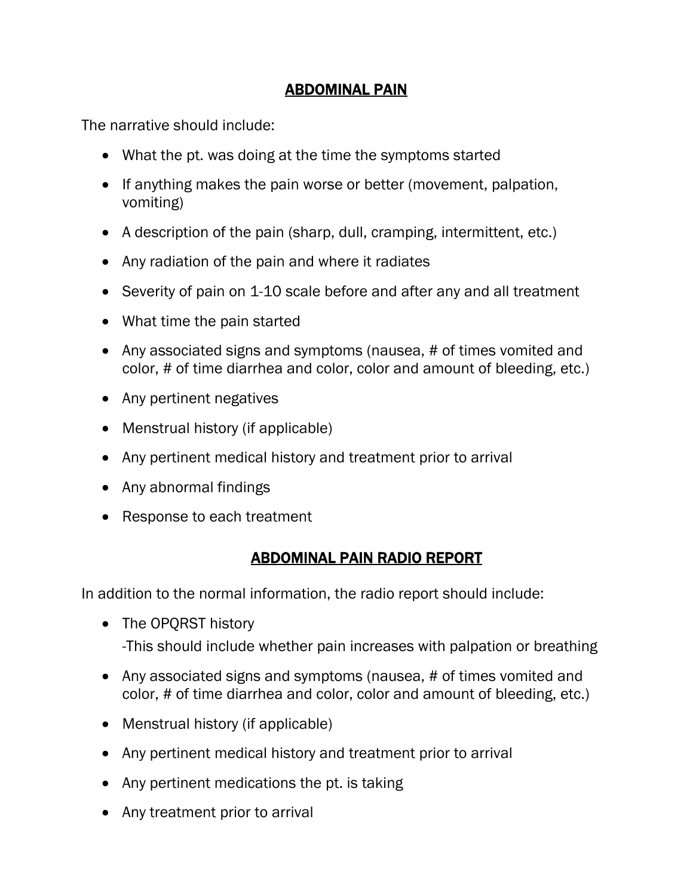## ABDOMINAL PAIN

The narrative should include:

- What the pt. was doing at the time the symptoms started
- If anything makes the pain worse or better (movement, palpation, vomiting)
- A description of the pain (sharp, dull, cramping, intermittent, etc.)
- Any radiation of the pain and where it radiates
- Severity of pain on 1-10 scale before and after any and all treatment
- What time the pain started
- Any associated signs and symptoms (nausea, # of times vomited and color, # of time diarrhea and color, color and amount of bleeding, etc.)
- Any pertinent negatives
- Menstrual history (if applicable)
- Any pertinent medical history and treatment prior to arrival
- Any abnormal findings
- Response to each treatment

## ABDOMINAL PAIN RADIO REPORT

In addition to the normal information, the radio report should include:

- The OPQRST history
  -This should include whether pain increases with palpation or breathing
- Any associated signs and symptoms (nausea, # of times vomited and color, # of time diarrhea and color, color and amount of bleeding, etc.)
- Menstrual history (if applicable)
- Any pertinent medical history and treatment prior to arrival
- Any pertinent medications the pt. is taking
- Any treatment prior to arrival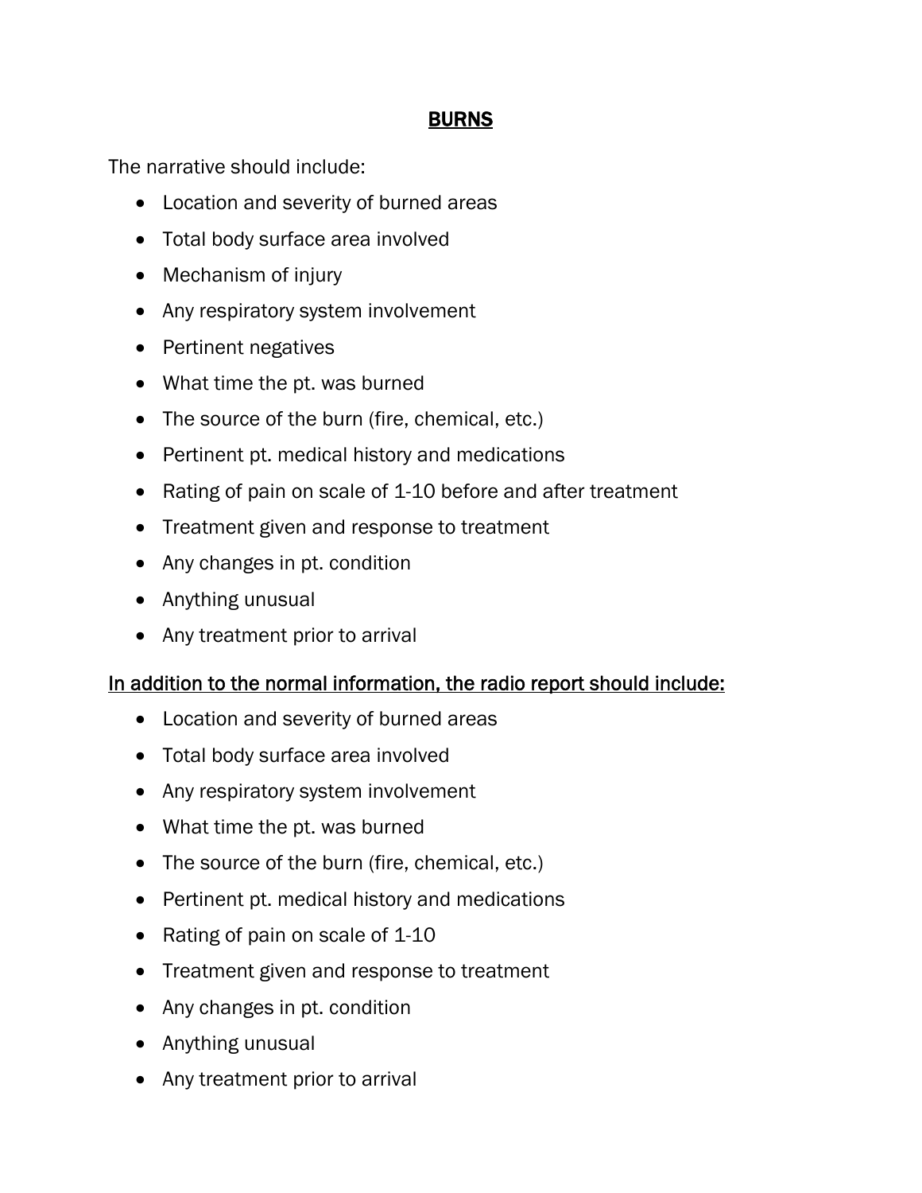# BURNS

The narrative should include:

- Location and severity of burned areas
- Total body surface area involved
- Mechanism of injury
- Any respiratory system involvement
- Pertinent negatives
- What time the pt. was burned
- The source of the burn (fire, chemical, etc.)
- Pertinent pt. medical history and medications
- Rating of pain on scale of 1-10 before and after treatment
- Treatment given and response to treatment
- Any changes in pt. condition
- Anything unusual
- Any treatment prior to arrival

<u>In addition to the normal information, the radio report should include:</u>

- Location and severity of burned areas
- Total body surface area involved
- Any respiratory system involvement
- What time the pt. was burned
- The source of the burn (fire, chemical, etc.)
- Pertinent pt. medical history and medications
- Rating of pain on scale of 1-10
- Treatment given and response to treatment
- Any changes in pt. condition
- Anything unusual
- Any treatment prior to arrival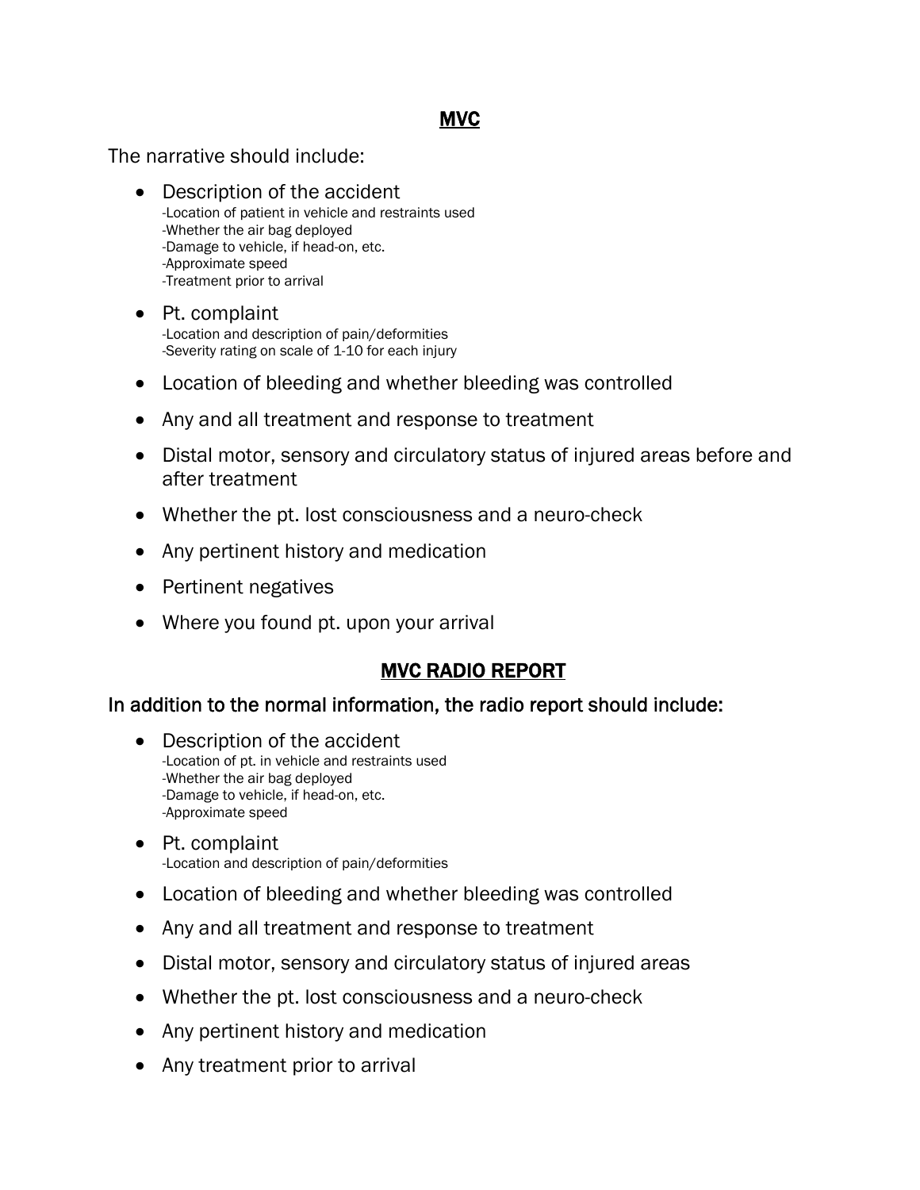## MVC

The narrative should include:

- Description of the accident
  - -Location of patient in vehicle and restraints used
  - -Whether the air bag deployed
  - -Damage to vehicle, if head-on, etc.
  - -Approximate speed
  - -Treatment prior to arrival
- Pt. complaint
  - -Location and description of pain/deformities
  - -Severity rating on scale of 1-10 for each injury
- Location of bleeding and whether bleeding was controlled
- Any and all treatment and response to treatment
- Distal motor, sensory and circulatory status of injured areas before and after treatment
- Whether the pt. lost consciousness and a neuro-check
- Any pertinent history and medication
- Pertinent negatives
- Where you found pt. upon your arrival

## MVC RADIO REPORT

In addition to the normal information, the radio report should include:

- Description of the accident
  - -Location of pt. in vehicle and restraints used
  - -Whether the air bag deployed
  - -Damage to vehicle, if head-on, etc.
  - -Approximate speed
- Pt. complaint
  - -Location and description of pain/deformities
- Location of bleeding and whether bleeding was controlled
- Any and all treatment and response to treatment
- Distal motor, sensory and circulatory status of injured areas
- Whether the pt. lost consciousness and a neuro-check
- Any pertinent history and medication
- Any treatment prior to arrival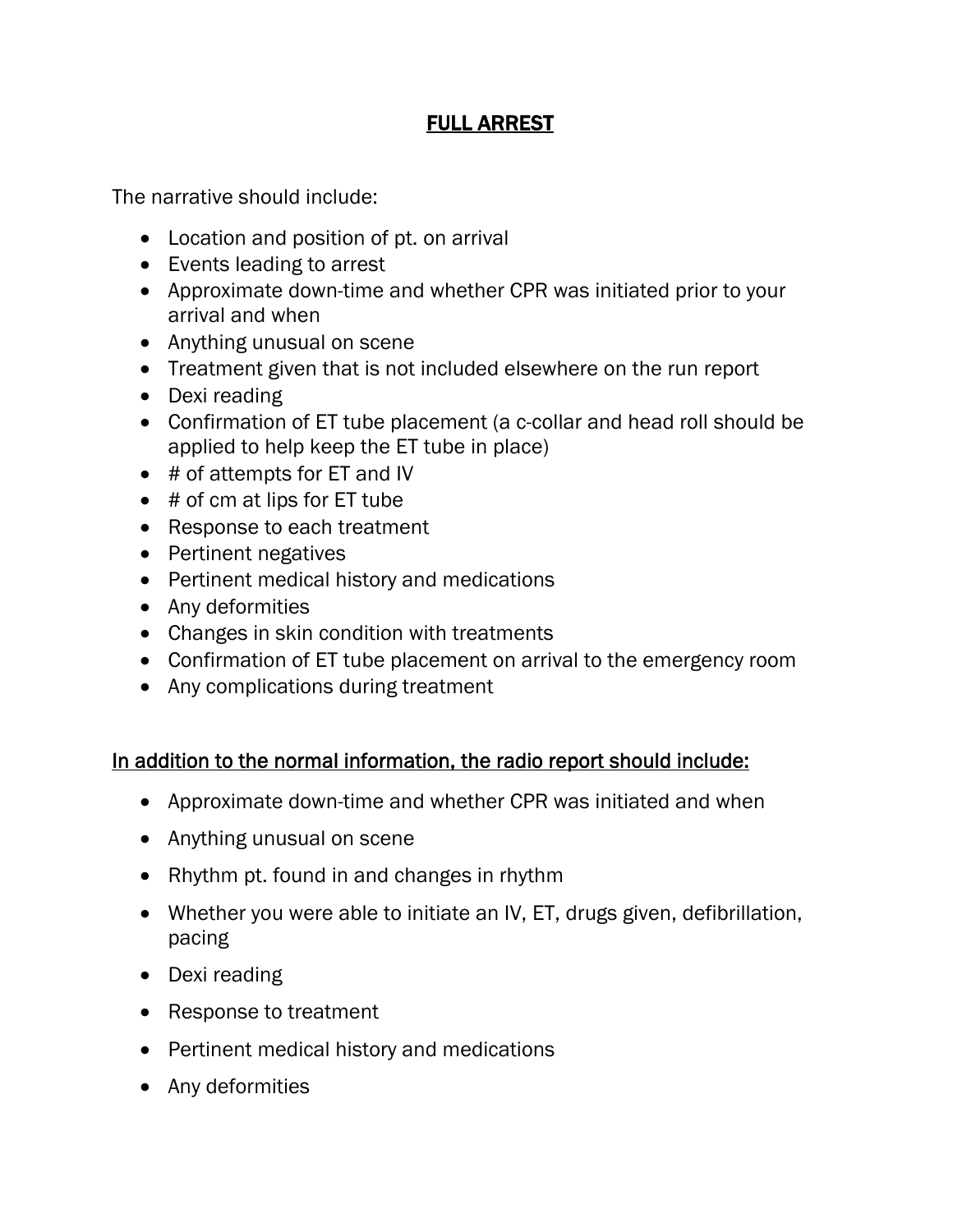# FULL ARREST

The narrative should include:

- Location and position of pt. on arrival
- Events leading to arrest
- Approximate down-time and whether CPR was initiated prior to your arrival and when
- Anything unusual on scene
- Treatment given that is not included elsewhere on the run report
- Dexi reading
- Confirmation of ET tube placement (a c-collar and head roll should be applied to help keep the ET tube in place)
- # of attempts for ET and IV
- # of cm at lips for ET tube
- Response to each treatment
- Pertinent negatives
- Pertinent medical history and medications
- Any deformities
- Changes in skin condition with treatments
- Confirmation of ET tube placement on arrival to the emergency room
- Any complications during treatment

## In addition to the normal information, the radio report should include:

- Approximate down-time and whether CPR was initiated and when
- Anything unusual on scene
- Rhythm pt. found in and changes in rhythm
- Whether you were able to initiate an IV, ET, drugs given, defibrillation, pacing
- Dexi reading
- Response to treatment
- Pertinent medical history and medications
- Any deformities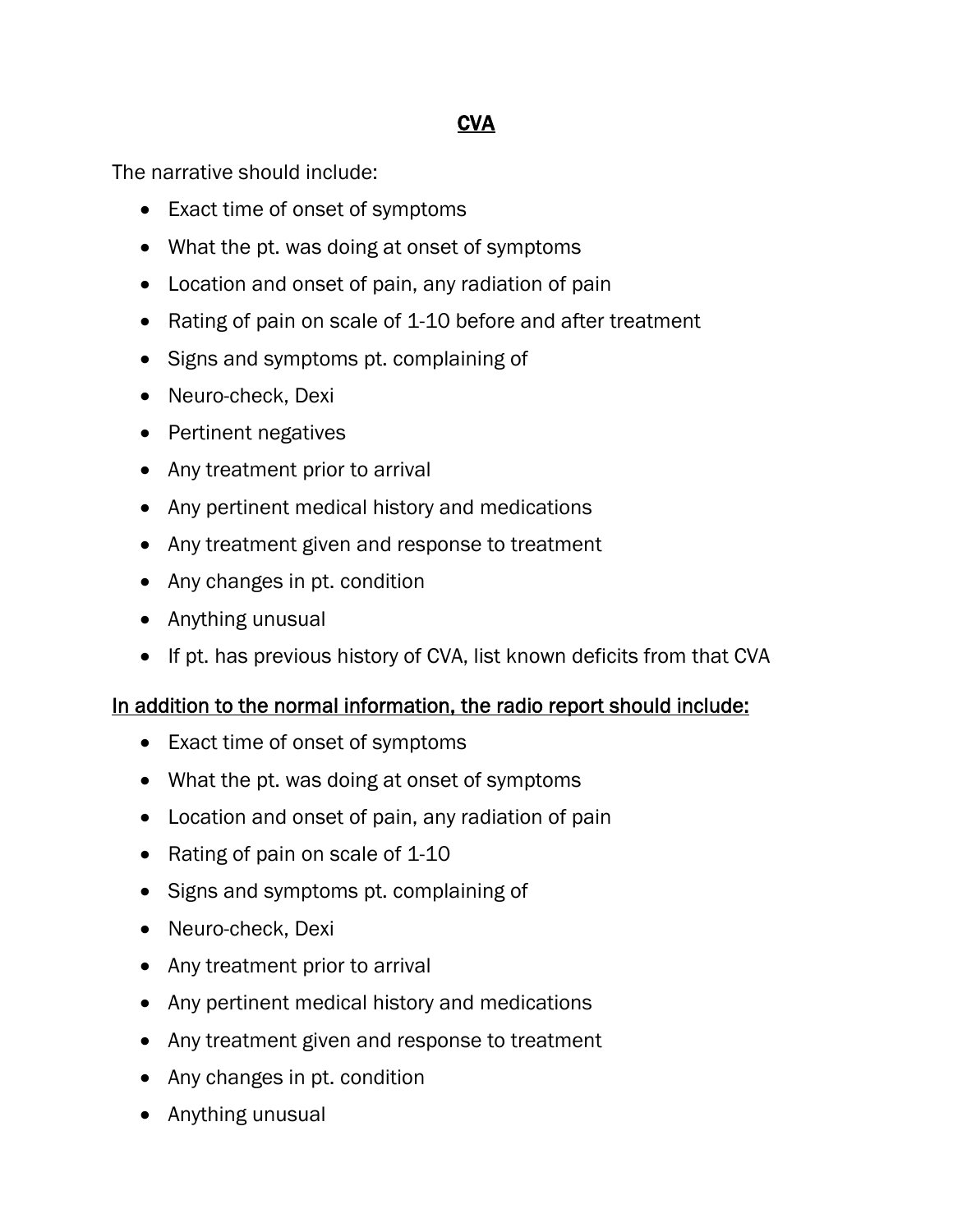# CVA

The narrative should include:

- Exact time of onset of symptoms
- What the pt. was doing at onset of symptoms
- Location and onset of pain, any radiation of pain
- Rating of pain on scale of 1-10 before and after treatment
- Signs and symptoms pt. complaining of
- Neuro-check, Dexi
- Pertinent negatives
- Any treatment prior to arrival
- Any pertinent medical history and medications
- Any treatment given and response to treatment
- Any changes in pt. condition
- Anything unusual
- If pt. has previous history of CVA, list known deficits from that CVA

In addition to the normal information, the radio report should include:

- Exact time of onset of symptoms
- What the pt. was doing at onset of symptoms
- Location and onset of pain, any radiation of pain
- Rating of pain on scale of 1-10
- Signs and symptoms pt. complaining of
- Neuro-check, Dexi
- Any treatment prior to arrival
- Any pertinent medical history and medications
- Any treatment given and response to treatment
- Any changes in pt. condition
- Anything unusual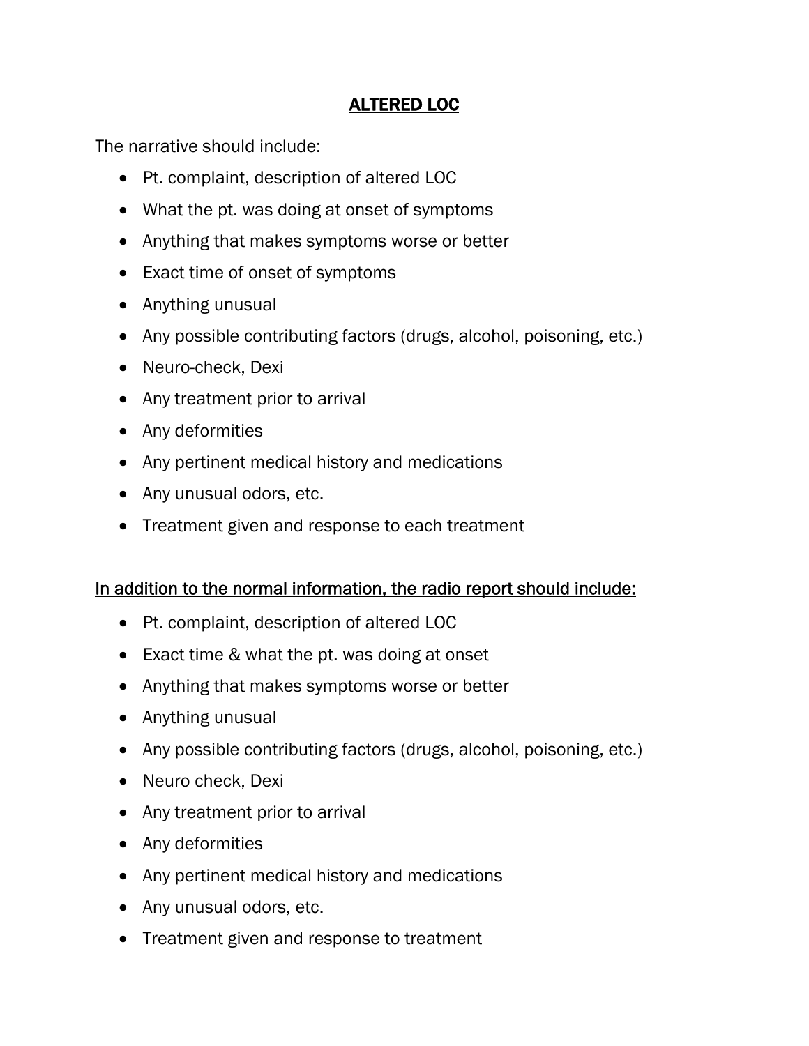# ALTERED LOC

The narrative should include:

- Pt. complaint, description of altered LOC
- What the pt. was doing at onset of symptoms
- Anything that makes symptoms worse or better
- Exact time of onset of symptoms
- Anything unusual
- Any possible contributing factors (drugs, alcohol, poisoning, etc.)
- Neuro-check, Dexi
- Any treatment prior to arrival
- Any deformities
- Any pertinent medical history and medications
- Any unusual odors, etc.
- Treatment given and response to each treatment

In addition to the normal information, the radio report should include:

- Pt. complaint, description of altered LOC
- Exact time & what the pt. was doing at onset
- Anything that makes symptoms worse or better
- Anything unusual
- Any possible contributing factors (drugs, alcohol, poisoning, etc.)
- Neuro check, Dexi
- Any treatment prior to arrival
- Any deformities
- Any pertinent medical history and medications
- Any unusual odors, etc.
- Treatment given and response to treatment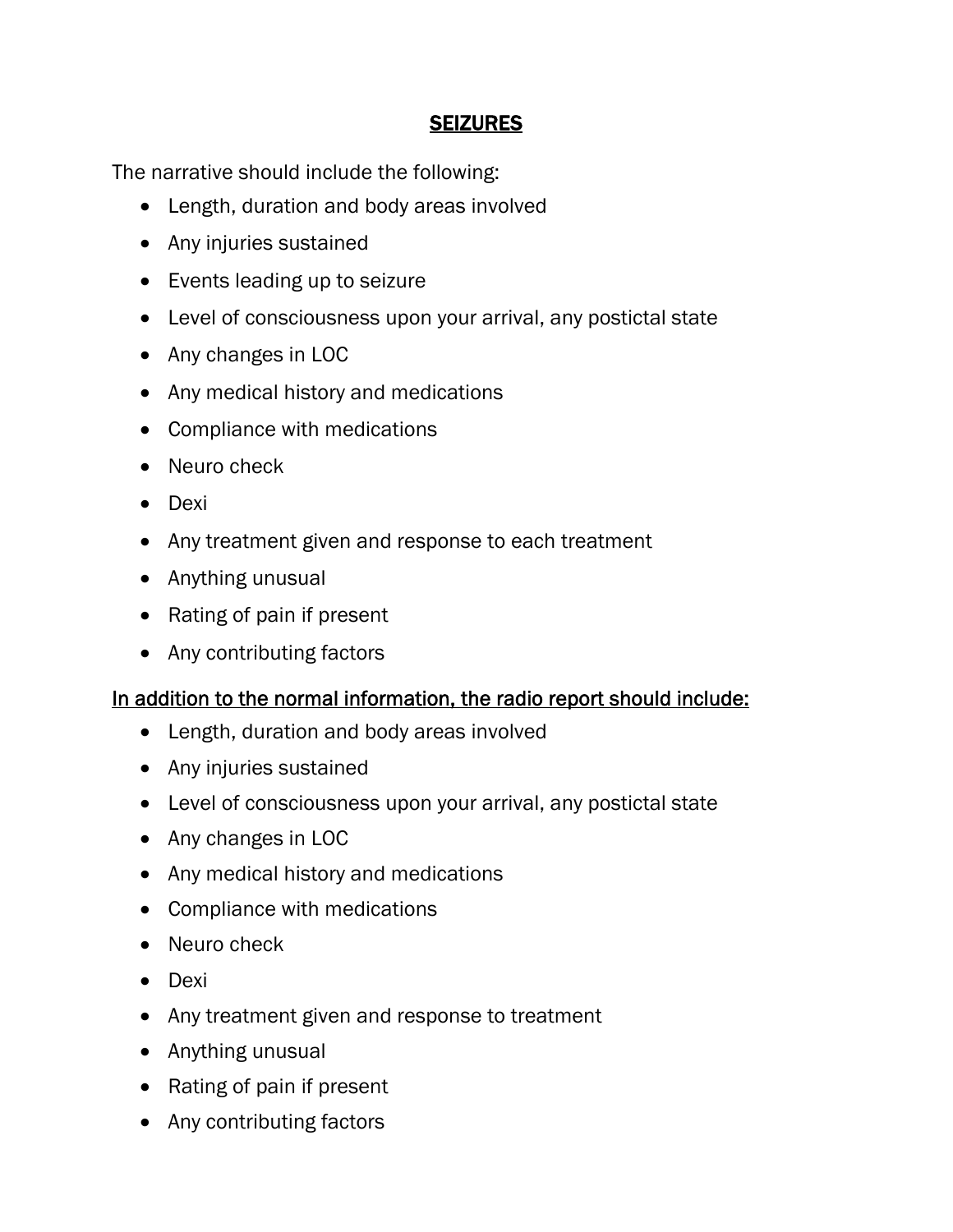# SEIZURES

The narrative should include the following:

- Length, duration and body areas involved
- Any injuries sustained
- Events leading up to seizure
- Level of consciousness upon your arrival, any postictal state
- Any changes in LOC
- Any medical history and medications
- Compliance with medications
- Neuro check
- Dexi
- Any treatment given and response to each treatment
- Anything unusual
- Rating of pain if present
- Any contributing factors

**In addition to the normal information, the radio report should include:**

- Length, duration and body areas involved
- Any injuries sustained
- Level of consciousness upon your arrival, any postictal state
- Any changes in LOC
- Any medical history and medications
- Compliance with medications
- Neuro check
- Dexi
- Any treatment given and response to treatment
- Anything unusual
- Rating of pain if present
- Any contributing factors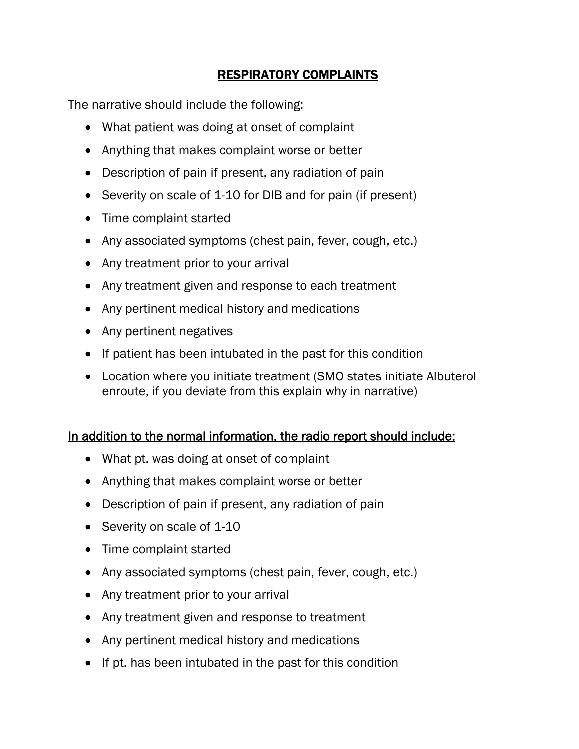# RESPIRATORY COMPLAINTS

The narrative should include the following:

- What patient was doing at onset of complaint
- Anything that makes complaint worse or better
- Description of pain if present, any radiation of pain
- Severity on scale of 1-10 for DIB and for pain (if present)
- Time complaint started
- Any associated symptoms (chest pain, fever, cough, etc.)
- Any treatment prior to your arrival
- Any treatment given and response to each treatment
- Any pertinent medical history and medications
- Any pertinent negatives
- If patient has been intubated in the past for this condition
- Location where you initiate treatment (SMO states initiate Albuterol enroute, if you deviate from this explain why in narrative)

## In addition to the normal information, the radio report should include:

- What pt. was doing at onset of complaint
- Anything that makes complaint worse or better
- Description of pain if present, any radiation of pain
- Severity on scale of 1-10
- Time complaint started
- Any associated symptoms (chest pain, fever, cough, etc.)
- Any treatment prior to your arrival
- Any treatment given and response to treatment
- Any pertinent medical history and medications
- If pt. has been intubated in the past for this condition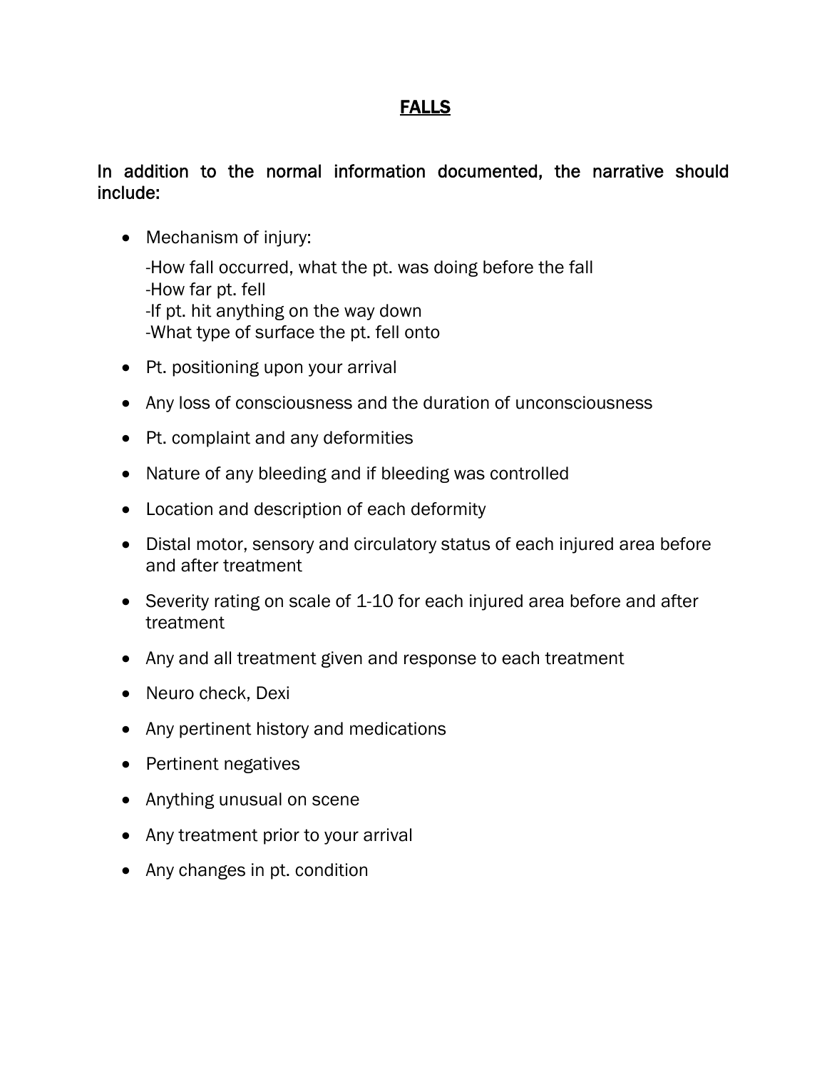# FALLS

In addition to the normal information documented, the narrative should include:

- Mechanism of injury:

  -How fall occurred, what the pt. was doing before the fall
  -How far pt. fell
  -If pt. hit anything on the way down
  -What type of surface the pt. fell onto

- Pt. positioning upon your arrival
- Any loss of consciousness and the duration of unconsciousness
- Pt. complaint and any deformities
- Nature of any bleeding and if bleeding was controlled
- Location and description of each deformity
- Distal motor, sensory and circulatory status of each injured area before and after treatment
- Severity rating on scale of 1-10 for each injured area before and after treatment
- Any and all treatment given and response to each treatment
- Neuro check, Dexi
- Any pertinent history and medications
- Pertinent negatives
- Anything unusual on scene
- Any treatment prior to your arrival
- Any changes in pt. condition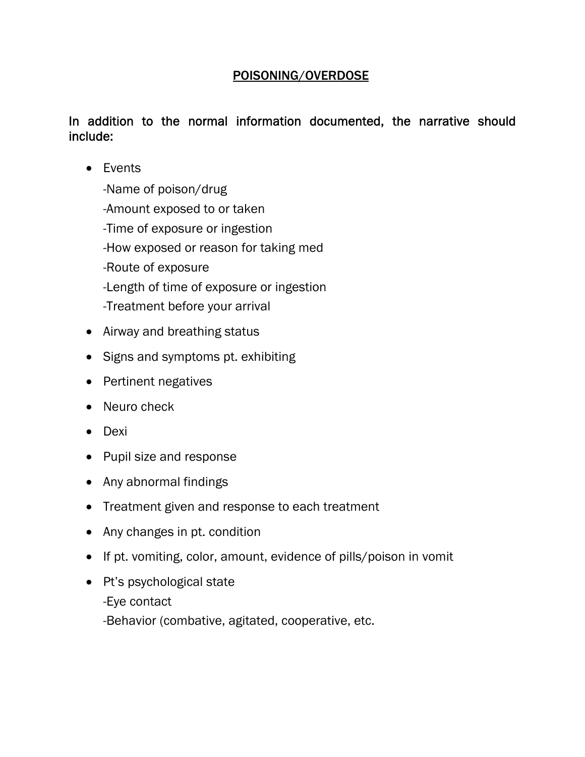## POISONING/OVERDOSE

In addition to the normal information documented, the narrative should include:

- Events
  - -Name of poison/drug
  - -Amount exposed to or taken
  - -Time of exposure or ingestion
  - -How exposed or reason for taking med
  - -Route of exposure
  - -Length of time of exposure or ingestion
  - -Treatment before your arrival
- Airway and breathing status
- Signs and symptoms pt. exhibiting
- Pertinent negatives
- Neuro check
- Dexi
- Pupil size and response
- Any abnormal findings
- Treatment given and response to each treatment
- Any changes in pt. condition
- If pt. vomiting, color, amount, evidence of pills/poison in vomit
- Pt's psychological state
  - -Eye contact
  - -Behavior (combative, agitated, cooperative, etc.